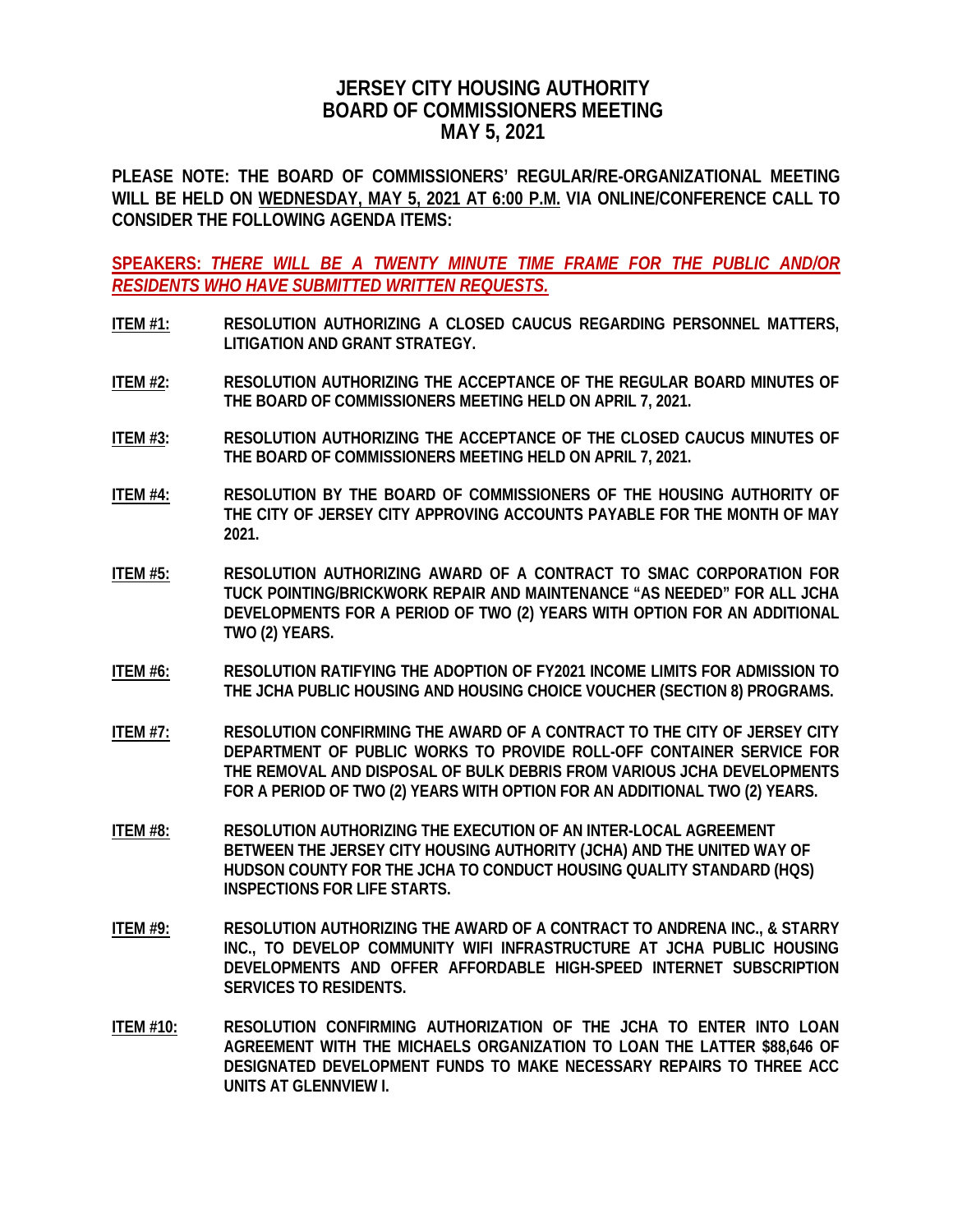# JERSEY CITY HOUSING AUTHORITY
# BOARD OF COMMISSIONERS MEETING
# MAY 5, 2021

**PLEASE NOTE: THE BOARD OF COMMISSIONERS' REGULAR/RE-ORGANIZATIONAL MEETING WILL BE HELD ON WEDNESDAY, MAY 5, 2021 AT 6:00 P.M. VIA ONLINE/CONFERENCE CALL TO CONSIDER THE FOLLOWING AGENDA ITEMS:**

**SPEAKERS: *THERE WILL BE A TWENTY MINUTE TIME FRAME FOR THE PUBLIC AND/OR RESIDENTS WHO HAVE SUBMITTED WRITTEN REQUESTS.***

**ITEM #1:** **RESOLUTION AUTHORIZING A CLOSED CAUCUS REGARDING PERSONNEL MATTERS, LITIGATION AND GRANT STRATEGY.**

**ITEM #2:** **RESOLUTION AUTHORIZING THE ACCEPTANCE OF THE REGULAR BOARD MINUTES OF THE BOARD OF COMMISSIONERS MEETING HELD ON APRIL 7, 2021.**

**ITEM #3:** **RESOLUTION AUTHORIZING THE ACCEPTANCE OF THE CLOSED CAUCUS MINUTES OF THE BOARD OF COMMISSIONERS MEETING HELD ON APRIL 7, 2021.**

**ITEM #4:** **RESOLUTION BY THE BOARD OF COMMISSIONERS OF THE HOUSING AUTHORITY OF THE CITY OF JERSEY CITY APPROVING ACCOUNTS PAYABLE FOR THE MONTH OF MAY 2021.**

**ITEM #5:** **RESOLUTION AUTHORIZING AWARD OF A CONTRACT TO SMAC CORPORATION FOR TUCK POINTING/BRICKWORK REPAIR AND MAINTENANCE "AS NEEDED" FOR ALL JCHA DEVELOPMENTS FOR A PERIOD OF TWO (2) YEARS WITH OPTION FOR AN ADDITIONAL TWO (2) YEARS.**

**ITEM #6:** **RESOLUTION RATIFYING THE ADOPTION OF FY2021 INCOME LIMITS FOR ADMISSION TO THE JCHA PUBLIC HOUSING AND HOUSING CHOICE VOUCHER (SECTION 8) PROGRAMS.**

**ITEM #7:** **RESOLUTION CONFIRMING THE AWARD OF A CONTRACT TO THE CITY OF JERSEY CITY DEPARTMENT OF PUBLIC WORKS TO PROVIDE ROLL-OFF CONTAINER SERVICE FOR THE REMOVAL AND DISPOSAL OF BULK DEBRIS FROM VARIOUS JCHA DEVELOPMENTS FOR A PERIOD OF TWO (2) YEARS WITH OPTION FOR AN ADDITIONAL TWO (2) YEARS.**

**ITEM #8:** **RESOLUTION AUTHORIZING THE EXECUTION OF AN INTER-LOCAL AGREEMENT BETWEEN THE JERSEY CITY HOUSING AUTHORITY (JCHA) AND THE UNITED WAY OF HUDSON COUNTY FOR THE JCHA TO CONDUCT HOUSING QUALITY STANDARD (HQS) INSPECTIONS FOR LIFE STARTS.**

**ITEM #9:** **RESOLUTION AUTHORIZING THE AWARD OF A CONTRACT TO ANDRENA INC., & STARRY INC., TO DEVELOP COMMUNITY WIFI INFRASTRUCTURE AT JCHA PUBLIC HOUSING DEVELOPMENTS AND OFFER AFFORDABLE HIGH-SPEED INTERNET SUBSCRIPTION SERVICES TO RESIDENTS.**

**ITEM #10:** **RESOLUTION CONFIRMING AUTHORIZATION OF THE JCHA TO ENTER INTO LOAN AGREEMENT WITH THE MICHAELS ORGANIZATION TO LOAN THE LATTER $88,646 OF DESIGNATED DEVELOPMENT FUNDS TO MAKE NECESSARY REPAIRS TO THREE ACC UNITS AT GLENNVIEW I.**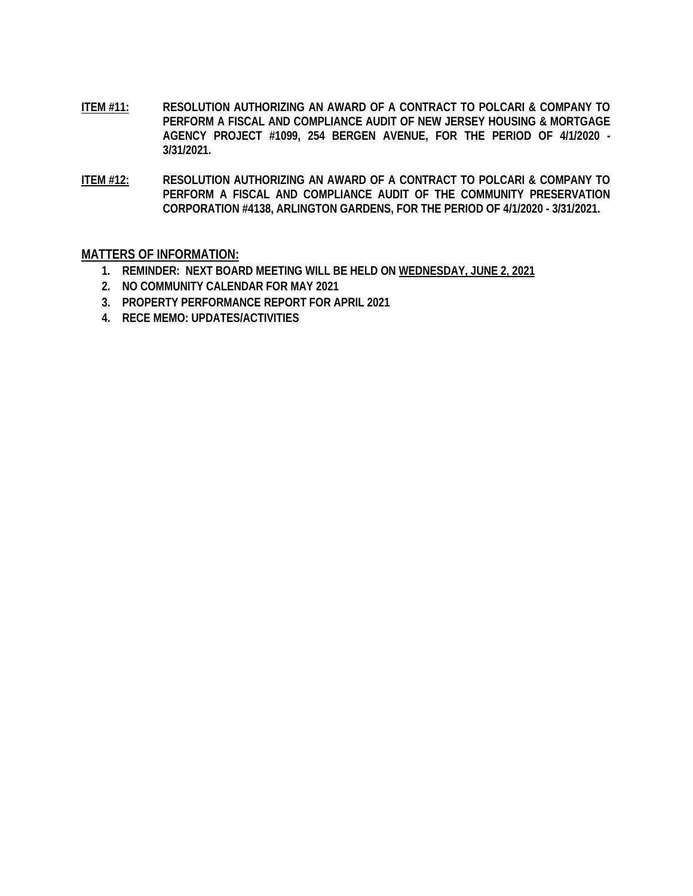**ITEM #11:** **RESOLUTION AUTHORIZING AN AWARD OF A CONTRACT TO POLCARI & COMPANY TO PERFORM A FISCAL AND COMPLIANCE AUDIT OF NEW JERSEY HOUSING & MORTGAGE AGENCY PROJECT #1099, 254 BERGEN AVENUE, FOR THE PERIOD OF 4/1/2020 - 3/31/2021.**

**ITEM #12:** **RESOLUTION AUTHORIZING AN AWARD OF A CONTRACT TO POLCARI & COMPANY TO PERFORM A FISCAL AND COMPLIANCE AUDIT OF THE COMMUNITY PRESERVATION CORPORATION #4138, ARLINGTON GARDENS, FOR THE PERIOD OF 4/1/2020 - 3/31/2021.**

**MATTERS OF INFORMATION:**

1. **REMINDER: NEXT BOARD MEETING WILL BE HELD ON WEDNESDAY, JUNE 2, 2021**
2. **NO COMMUNITY CALENDAR FOR MAY 2021**
3. **PROPERTY PERFORMANCE REPORT FOR APRIL 2021**
4. **RECE MEMO: UPDATES/ACTIVITIES**